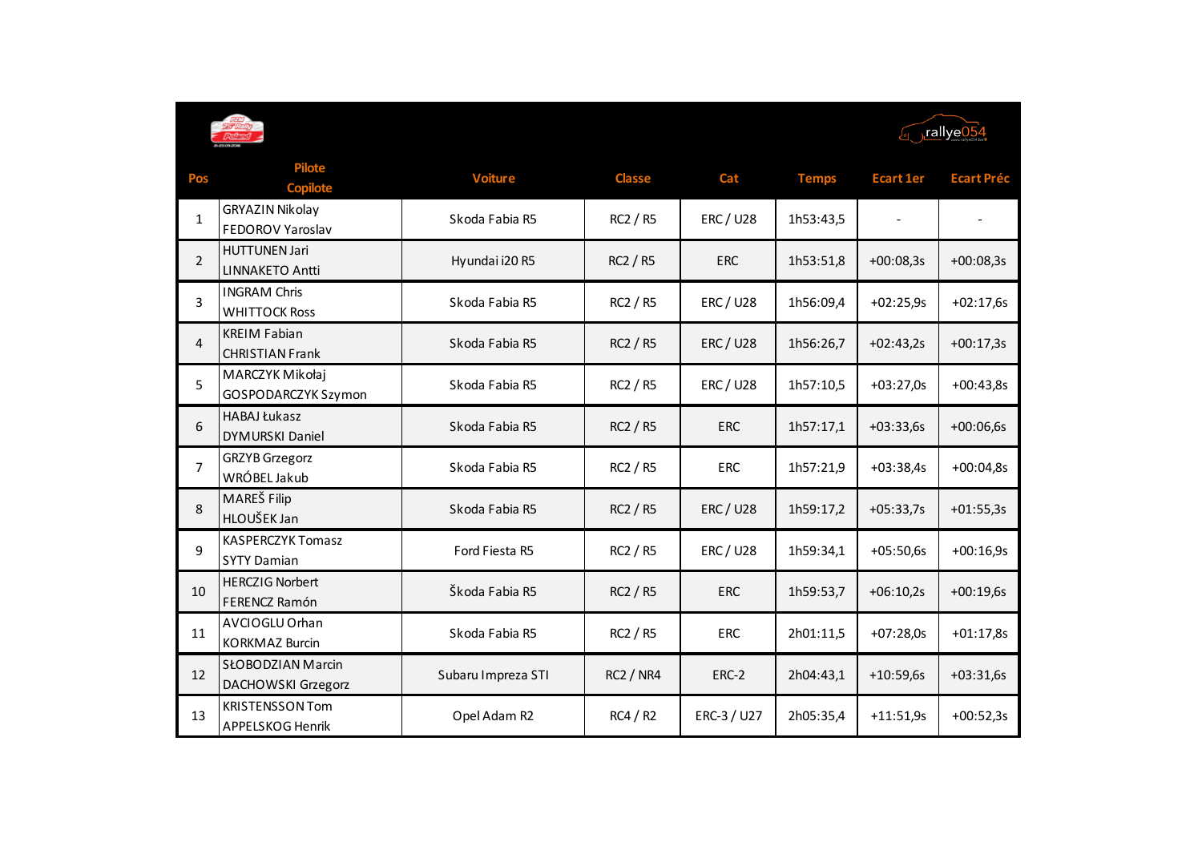| Pos | Pilote Copilote | Voiture | Classe | Cat | Temps | Ecart 1er | Ecart Préc |
|---|---|---|---|---|---|---|---|
| 1 | GRYAZIN Nikolay FEDOROV Yaroslav | Skoda Fabia R5 | RC2 / R5 | ERC / U28 | 1h53:43,5 | - | - |
| 2 | HUTTUNEN Jari LINNAKETO Antti | Hyundai i20 R5 | RC2 / R5 | ERC | 1h53:51,8 | +00:08,3s | +00:08,3s |
| 3 | INGRAM Chris WHITTOCK Ross | Skoda Fabia R5 | RC2 / R5 | ERC / U28 | 1h56:09,4 | +02:25,9s | +02:17,6s |
| 4 | KREIM Fabian CHRISTIAN Frank | Skoda Fabia R5 | RC2 / R5 | ERC / U28 | 1h56:26,7 | +02:43,2s | +00:17,3s |
| 5 | MARCZYK Mikołaj GOSPODARCZYK Szymon | Skoda Fabia R5 | RC2 / R5 | ERC / U28 | 1h57:10,5 | +03:27,0s | +00:43,8s |
| 6 | HABAJ Łukasz DYMURSKI Daniel | Skoda Fabia R5 | RC2 / R5 | ERC | 1h57:17,1 | +03:33,6s | +00:06,6s |
| 7 | GRZYB Grzegorz WRÓBEL Jakub | Skoda Fabia R5 | RC2 / R5 | ERC | 1h57:21,9 | +03:38,4s | +00:04,8s |
| 8 | MAREŠ Filip HLOUŠEK Jan | Skoda Fabia R5 | RC2 / R5 | ERC / U28 | 1h59:17,2 | +05:33,7s | +01:55,3s |
| 9 | KASPERCZYK Tomasz SYTY Damian | Ford Fiesta R5 | RC2 / R5 | ERC / U28 | 1h59:34,1 | +05:50,6s | +00:16,9s |
| 10 | HERCZIG Norbert FERENCZ Ramón | Škoda Fabia R5 | RC2 / R5 | ERC | 1h59:53,7 | +06:10,2s | +00:19,6s |
| 11 | AVCIOGLU Orhan KORKMAZ Burcin | Skoda Fabia R5 | RC2 / R5 | ERC | 2h01:11,5 | +07:28,0s | +01:17,8s |
| 12 | SŁOBODZIAN Marcin DACHOWSKI Grzegorz | Subaru Impreza STI | RC2 / NR4 | ERC-2 | 2h04:43,1 | +10:59,6s | +03:31,6s |
| 13 | KRISTENSSON Tom APPELSKOG Henrik | Opel Adam R2 | RC4 / R2 | ERC-3 / U27 | 2h05:35,4 | +11:51,9s | +00:52,3s |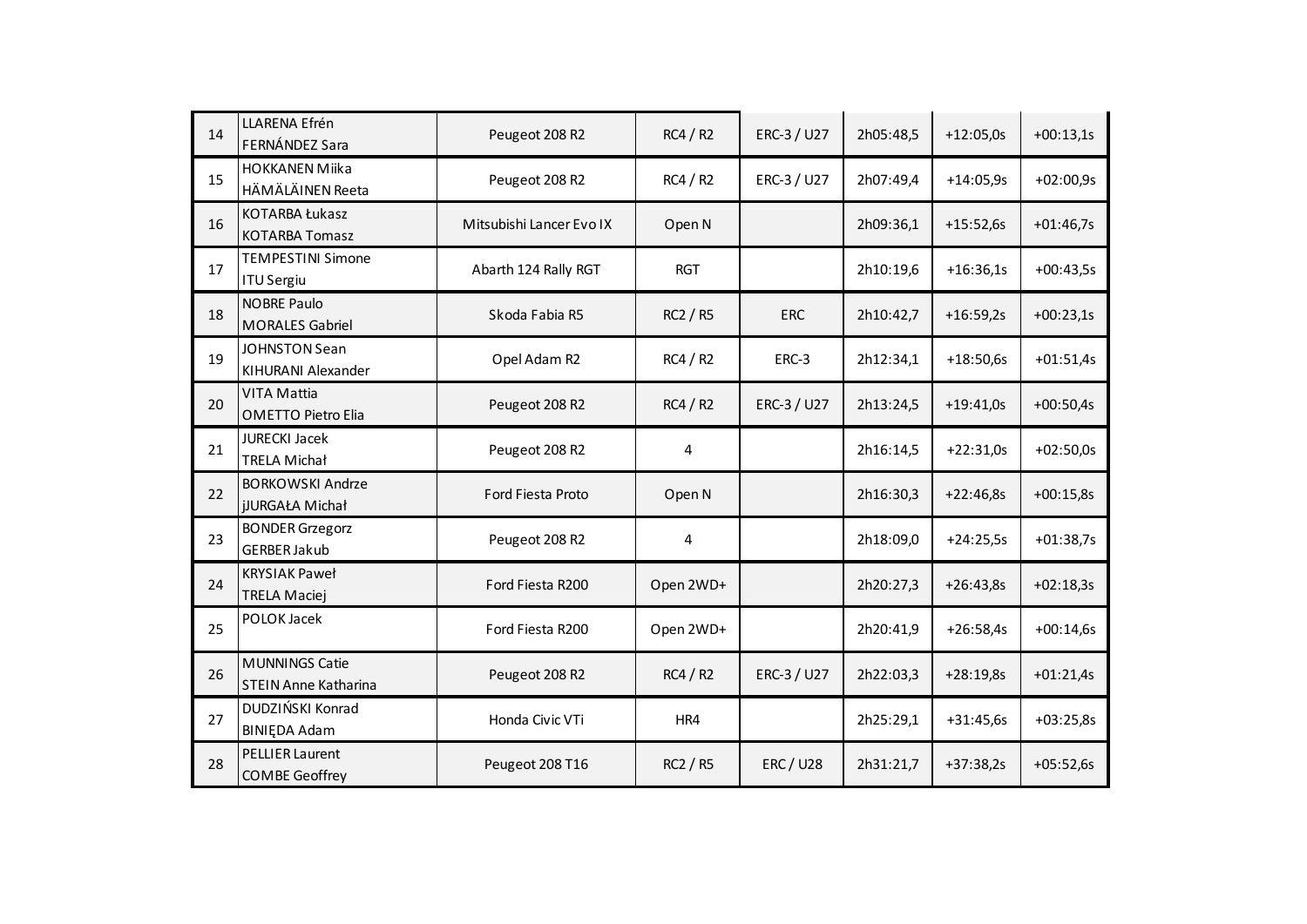| | | | | | | | |
|---|---|---|---|---|---|---|---|
| 14 | LLARENA Efrén<br>FERNÁNDEZ Sara | Peugeot 208 R2 | RC4 / R2 | ERC-3 / U27 | 2h05:48,5 | +12:05,0s | +00:13,1s |
| 15 | HOKKANEN Miika<br>HÄMÄLÄINEN Reeta | Peugeot 208 R2 | RC4 / R2 | ERC-3 / U27 | 2h07:49,4 | +14:05,9s | +02:00,9s |
| 16 | KOTARBA Łukasz<br>KOTARBA Tomasz | Mitsubishi Lancer Evo IX | Open N | | 2h09:36,1 | +15:52,6s | +01:46,7s |
| 17 | TEMPESTINI Simone<br>ITU Sergiu | Abarth 124 Rally RGT | RGT | | 2h10:19,6 | +16:36,1s | +00:43,5s |
| 18 | NOBRE Paulo<br>MORALES Gabriel | Skoda Fabia R5 | RC2 / R5 | ERC | 2h10:42,7 | +16:59,2s | +00:23,1s |
| 19 | JOHNSTON Sean<br>KIHURANI Alexander | Opel Adam R2 | RC4 / R2 | ERC-3 | 2h12:34,1 | +18:50,6s | +01:51,4s |
| 20 | VITA Mattia<br>OMETTO Pietro Elia | Peugeot 208 R2 | RC4 / R2 | ERC-3 / U27 | 2h13:24,5 | +19:41,0s | +00:50,4s |
| 21 | JURECKI Jacek<br>TRELA Michał | Peugeot 208 R2 | 4 | | 2h16:14,5 | +22:31,0s | +02:50,0s |
| 22 | BORKOWSKI Andrze<br>jJURGAŁA Michał | Ford Fiesta Proto | Open N | | 2h16:30,3 | +22:46,8s | +00:15,8s |
| 23 | BONDER Grzegorz<br>GERBER Jakub | Peugeot 208 R2 | 4 | | 2h18:09,0 | +24:25,5s | +01:38,7s |
| 24 | KRYSIAK Paweł<br>TRELA Maciej | Ford Fiesta R200 | Open 2WD+ | | 2h20:27,3 | +26:43,8s | +02:18,3s |
| 25 | POLOK Jacek | Ford Fiesta R200 | Open 2WD+ | | 2h20:41,9 | +26:58,4s | +00:14,6s |
| 26 | MUNNINGS Catie<br>STEIN Anne Katharina | Peugeot 208 R2 | RC4 / R2 | ERC-3 / U27 | 2h22:03,3 | +28:19,8s | +01:21,4s |
| 27 | DUDZIŃSKI Konrad<br>BINIĘDA Adam | Honda Civic VTi | HR4 | | 2h25:29,1 | +31:45,6s | +03:25,8s |
| 28 | PELLIER Laurent<br>COMBE Geoffrey | Peugeot 208 T16 | RC2 / R5 | ERC / U28 | 2h31:21,7 | +37:38,2s | +05:52,6s |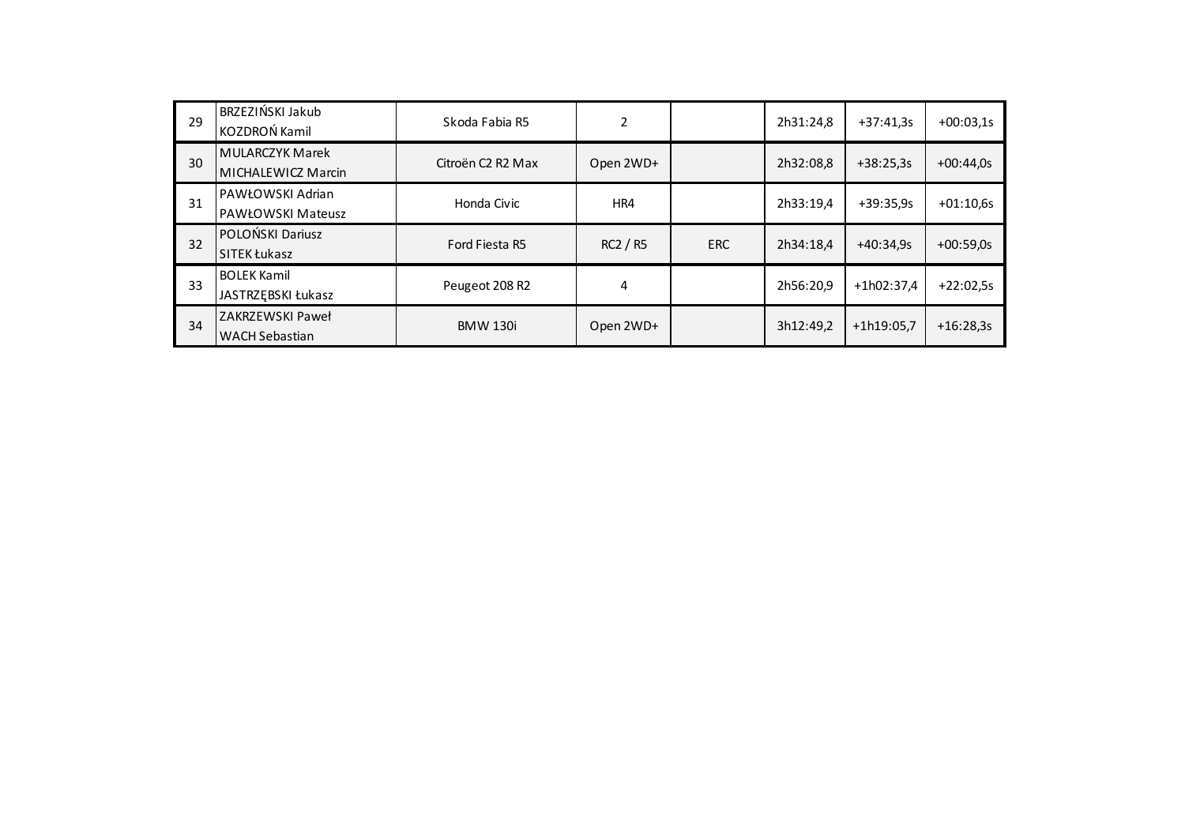| | | | | | | | |
|---|---|---|---|---|---|---|---|
| 29 | BRZEZIŃSKI Jakub<br>KOZDROŃ Kamil | Skoda Fabia R5 | 2 | | 2h31:24,8 | +37:41,3s | +00:03,1s |
| 30 | MULARCZYK Marek<br>MICHALEWICZ Marcin | Citroën C2 R2 Max | Open 2WD+ | | 2h32:08,8 | +38:25,3s | +00:44,0s |
| 31 | PAWŁOWSKI Adrian<br>PAWŁOWSKI Mateusz | Honda Civic | HR4 | | 2h33:19,4 | +39:35,9s | +01:10,6s |
| 32 | POLOŃSKI Dariusz<br>SITEK Łukasz | Ford Fiesta R5 | RC2 / R5 | ERC | 2h34:18,4 | +40:34,9s | +00:59,0s |
| 33 | BOLEK Kamil<br>JASTRZĘBSKI Łukasz | Peugeot 208 R2 | 4 | | 2h56:20,9 | +1h02:37,4 | +22:02,5s |
| 34 | ZAKRZEWSKI Paweł<br>WACH Sebastian | BMW 130i | Open 2WD+ | | 3h12:49,2 | +1h19:05,7 | +16:28,3s |